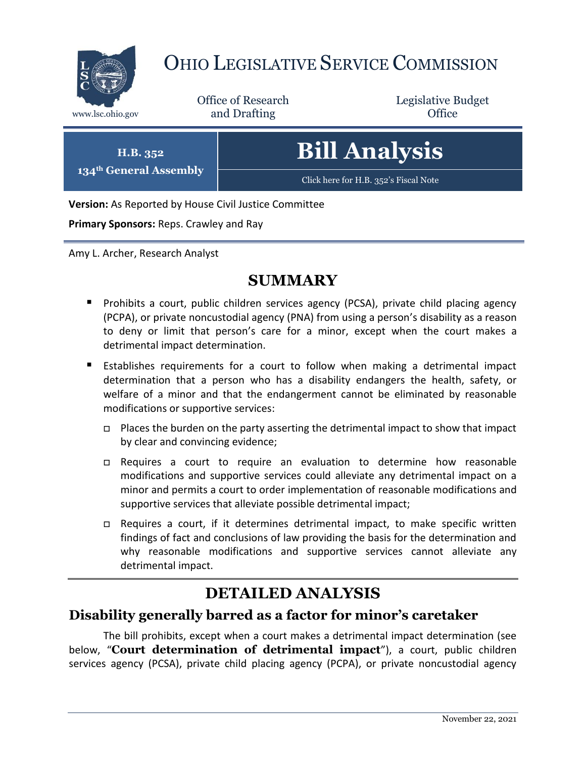# OHIO LEGISLATIVE SERVICE COMMISSION

www.lsc.ohio.gov

Office of Research and Drafting

Legislative Budget Office

**H.B. 352**
**134th General Assembly**

# Bill Analysis

Click here for H.B. 352's Fiscal Note

**Version:** As Reported by House Civil Justice Committee

**Primary Sponsors:** Reps. Crawley and Ray

Amy L. Archer, Research Analyst

## SUMMARY

- Prohibits a court, public children services agency (PCSA), private child placing agency (PCPA), or private noncustodial agency (PNA) from using a person's disability as a reason to deny or limit that person's care for a minor, except when the court makes a detrimental impact determination.
- Establishes requirements for a court to follow when making a detrimental impact determination that a person who has a disability endangers the health, safety, or welfare of a minor and that the endangerment cannot be eliminated by reasonable modifications or supportive services:
  - Places the burden on the party asserting the detrimental impact to show that impact by clear and convincing evidence;
  - Requires a court to require an evaluation to determine how reasonable modifications and supportive services could alleviate any detrimental impact on a minor and permits a court to order implementation of reasonable modifications and supportive services that alleviate possible detrimental impact;
  - Requires a court, if it determines detrimental impact, to make specific written findings of fact and conclusions of law providing the basis for the determination and why reasonable modifications and supportive services cannot alleviate any detrimental impact.

## DETAILED ANALYSIS

### Disability generally barred as a factor for minor's caretaker

The bill prohibits, except when a court makes a detrimental impact determination (see below, "**Court determination of detrimental impact**"), a court, public children services agency (PCSA), private child placing agency (PCPA), or private noncustodial agency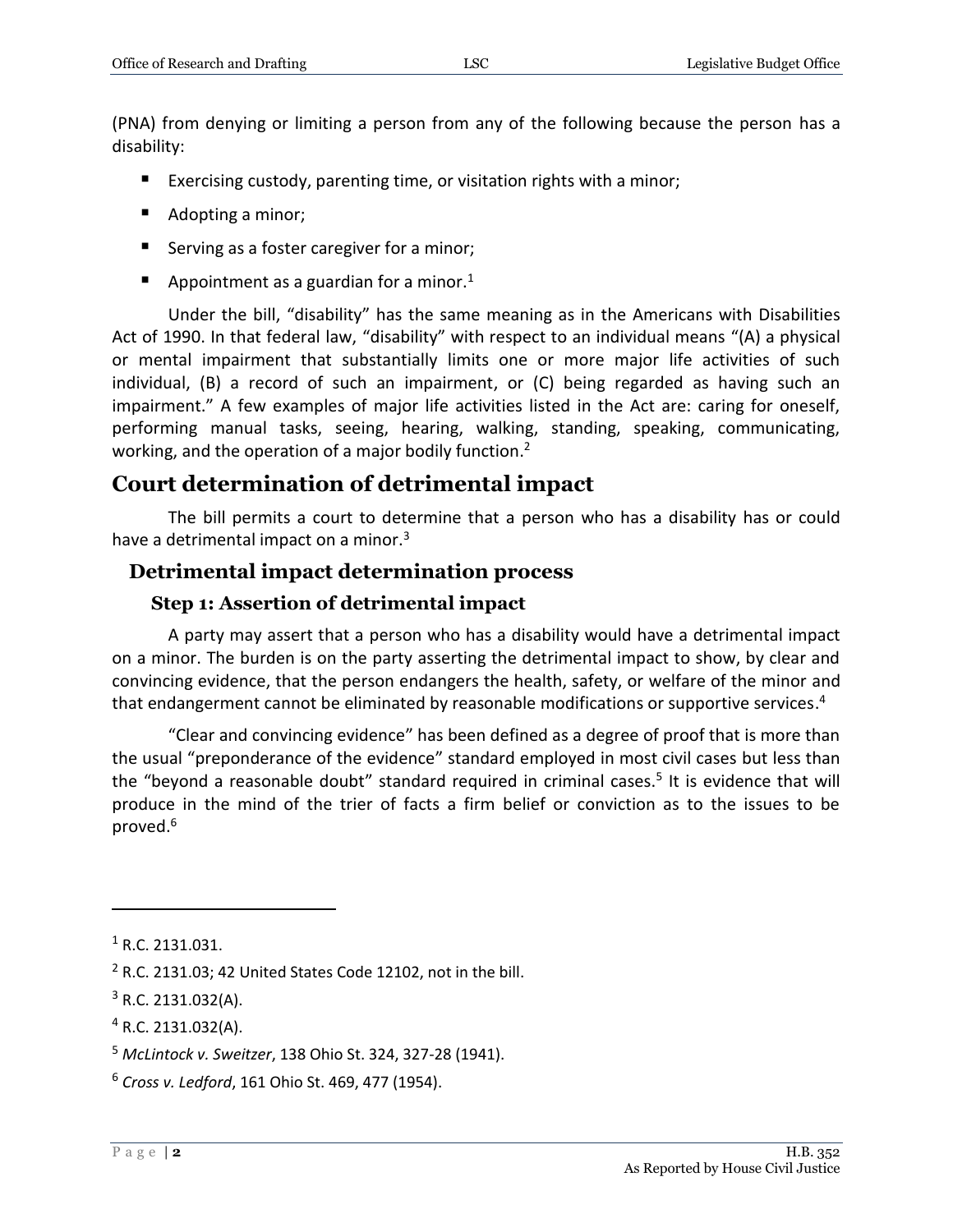(PNA) from denying or limiting a person from any of the following because the person has a disability:

- Exercising custody, parenting time, or visitation rights with a minor;
- Adopting a minor;
- Serving as a foster caregiver for a minor;
- Appointment as a guardian for a minor.[1]

Under the bill, "disability" has the same meaning as in the Americans with Disabilities Act of 1990. In that federal law, "disability" with respect to an individual means "(A) a physical or mental impairment that substantially limits one or more major life activities of such individual, (B) a record of such an impairment, or (C) being regarded as having such an impairment." A few examples of major life activities listed in the Act are: caring for oneself, performing manual tasks, seeing, hearing, walking, standing, speaking, communicating, working, and the operation of a major bodily function.[2]

## Court determination of detrimental impact

The bill permits a court to determine that a person who has a disability has or could have a detrimental impact on a minor.[3]

### Detrimental impact determination process

#### Step 1: Assertion of detrimental impact

A party may assert that a person who has a disability would have a detrimental impact on a minor. The burden is on the party asserting the detrimental impact to show, by clear and convincing evidence, that the person endangers the health, safety, or welfare of the minor and that endangerment cannot be eliminated by reasonable modifications or supportive services.[4]

"Clear and convincing evidence" has been defined as a degree of proof that is more than the usual "preponderance of the evidence" standard employed in most civil cases but less than the "beyond a reasonable doubt" standard required in criminal cases.[5] It is evidence that will produce in the mind of the trier of facts a firm belief or conviction as to the issues to be proved.[6]

---

[1] R.C. 2131.031.

[2] R.C. 2131.03; 42 United States Code 12102, not in the bill.

[3] R.C. 2131.032(A).

[4] R.C. 2131.032(A).

[5] *McLintock v. Sweitzer*, 138 Ohio St. 324, 327-28 (1941).

[6] *Cross v. Ledford*, 161 Ohio St. 469, 477 (1954).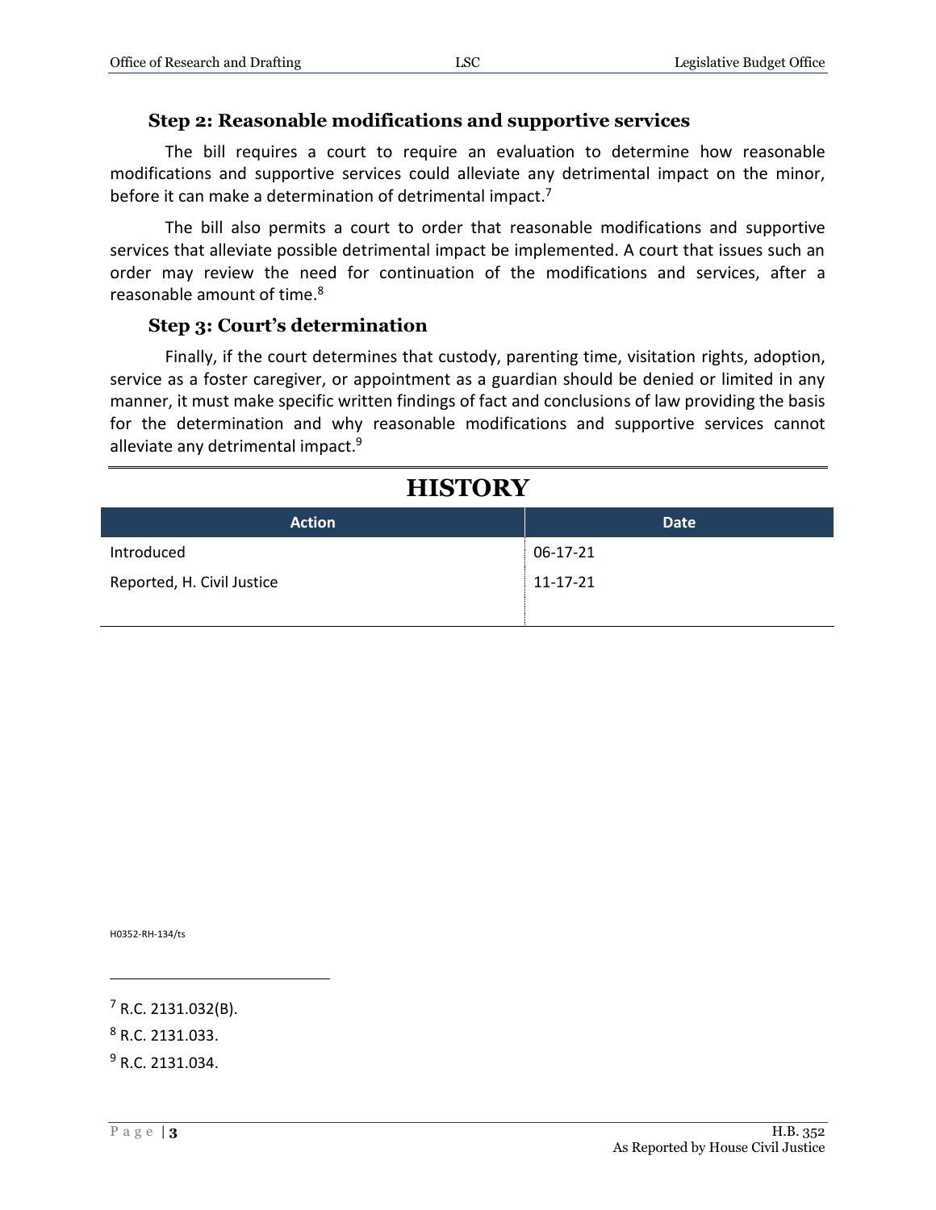### Step 2: Reasonable modifications and supportive services

The bill requires a court to require an evaluation to determine how reasonable modifications and supportive services could alleviate any detrimental impact on the minor, before it can make a determination of detrimental impact.[7]

The bill also permits a court to order that reasonable modifications and supportive services that alleviate possible detrimental impact be implemented. A court that issues such an order may review the need for continuation of the modifications and services, after a reasonable amount of time.[8]

### Step 3: Court's determination

Finally, if the court determines that custody, parenting time, visitation rights, adoption, service as a foster caregiver, or appointment as a guardian should be denied or limited in any manner, it must make specific written findings of fact and conclusions of law providing the basis for the determination and why reasonable modifications and supportive services cannot alleviate any detrimental impact.[9]

## HISTORY

| Action | Date |
| --- | --- |
| Introduced | 06-17-21 |
| Reported, H. Civil Justice | 11-17-21 |

H0352-RH-134/ts

---

[7] R.C. 2131.032(B).

[8] R.C. 2131.033.

[9] R.C. 2131.034.